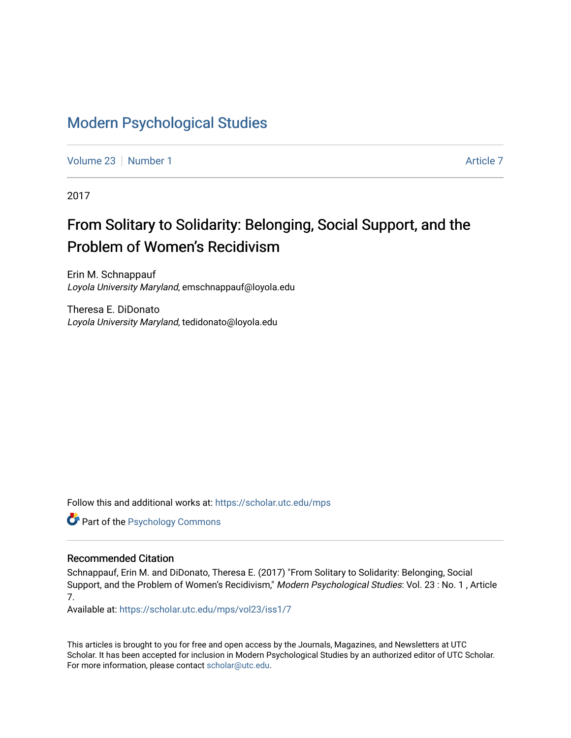# Modern Psychological Studies

Volume 23 | Number 1 | Article 7

2017

## From Solitary to Solidarity: Belonging, Social Support, and the Problem of Women's Recidivism

Erin M. Schnappauf
*Loyola University Maryland*, emschnappauf@loyola.edu

Theresa E. DiDonato
*Loyola University Maryland*, tedidonato@loyola.edu

Follow this and additional works at: https://scholar.utc.edu/mps

Part of the Psychology Commons

### Recommended Citation

Schnappauf, Erin M. and DiDonato, Theresa E. (2017) "From Solitary to Solidarity: Belonging, Social Support, and the Problem of Women's Recidivism," *Modern Psychological Studies*: Vol. 23 : No. 1 , Article 7.
Available at: https://scholar.utc.edu/mps/vol23/iss1/7

This articles is brought to you for free and open access by the Journals, Magazines, and Newsletters at UTC Scholar. It has been accepted for inclusion in Modern Psychological Studies by an authorized editor of UTC Scholar. For more information, please contact scholar@utc.edu.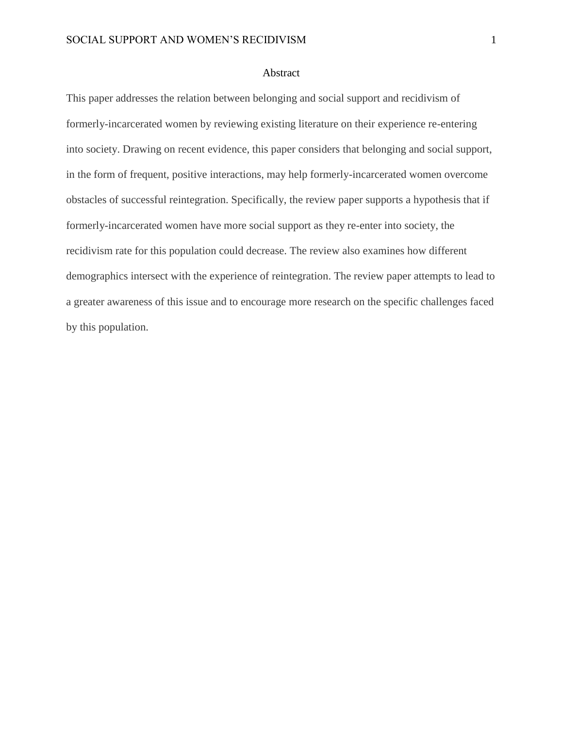# Abstract

This paper addresses the relation between belonging and social support and recidivism of formerly-incarcerated women by reviewing existing literature on their experience re-entering into society. Drawing on recent evidence, this paper considers that belonging and social support, in the form of frequent, positive interactions, may help formerly-incarcerated women overcome obstacles of successful reintegration. Specifically, the review paper supports a hypothesis that if formerly-incarcerated women have more social support as they re-enter into society, the recidivism rate for this population could decrease. The review also examines how different demographics intersect with the experience of reintegration. The review paper attempts to lead to a greater awareness of this issue and to encourage more research on the specific challenges faced by this population.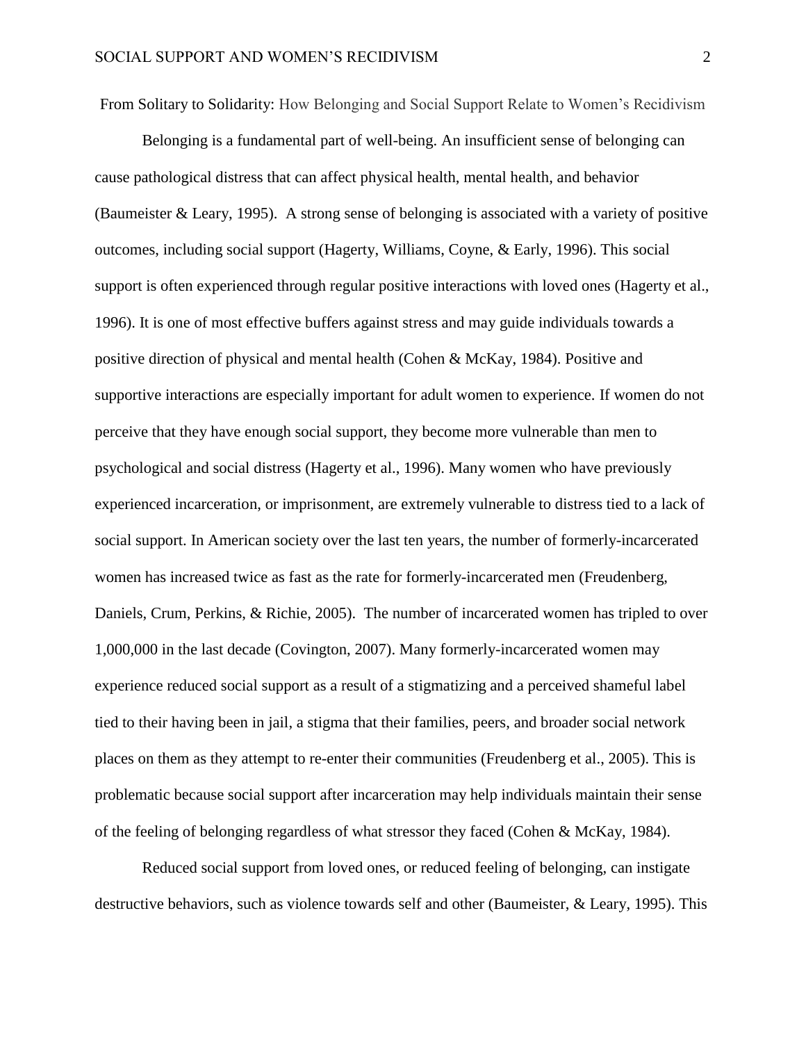# From Solitary to Solidarity: How Belonging and Social Support Relate to Women's Recidivism

Belonging is a fundamental part of well-being. An insufficient sense of belonging can cause pathological distress that can affect physical health, mental health, and behavior (Baumeister & Leary, 1995). A strong sense of belonging is associated with a variety of positive outcomes, including social support (Hagerty, Williams, Coyne, & Early, 1996). This social support is often experienced through regular positive interactions with loved ones (Hagerty et al., 1996). It is one of most effective buffers against stress and may guide individuals towards a positive direction of physical and mental health (Cohen & McKay, 1984). Positive and supportive interactions are especially important for adult women to experience. If women do not perceive that they have enough social support, they become more vulnerable than men to psychological and social distress (Hagerty et al., 1996). Many women who have previously experienced incarceration, or imprisonment, are extremely vulnerable to distress tied to a lack of social support. In American society over the last ten years, the number of formerly-incarcerated women has increased twice as fast as the rate for formerly-incarcerated men (Freudenberg, Daniels, Crum, Perkins, & Richie, 2005). The number of incarcerated women has tripled to over 1,000,000 in the last decade (Covington, 2007). Many formerly-incarcerated women may experience reduced social support as a result of a stigmatizing and a perceived shameful label tied to their having been in jail, a stigma that their families, peers, and broader social network places on them as they attempt to re-enter their communities (Freudenberg et al., 2005). This is problematic because social support after incarceration may help individuals maintain their sense of the feeling of belonging regardless of what stressor they faced (Cohen & McKay, 1984).

Reduced social support from loved ones, or reduced feeling of belonging, can instigate destructive behaviors, such as violence towards self and other (Baumeister, & Leary, 1995). This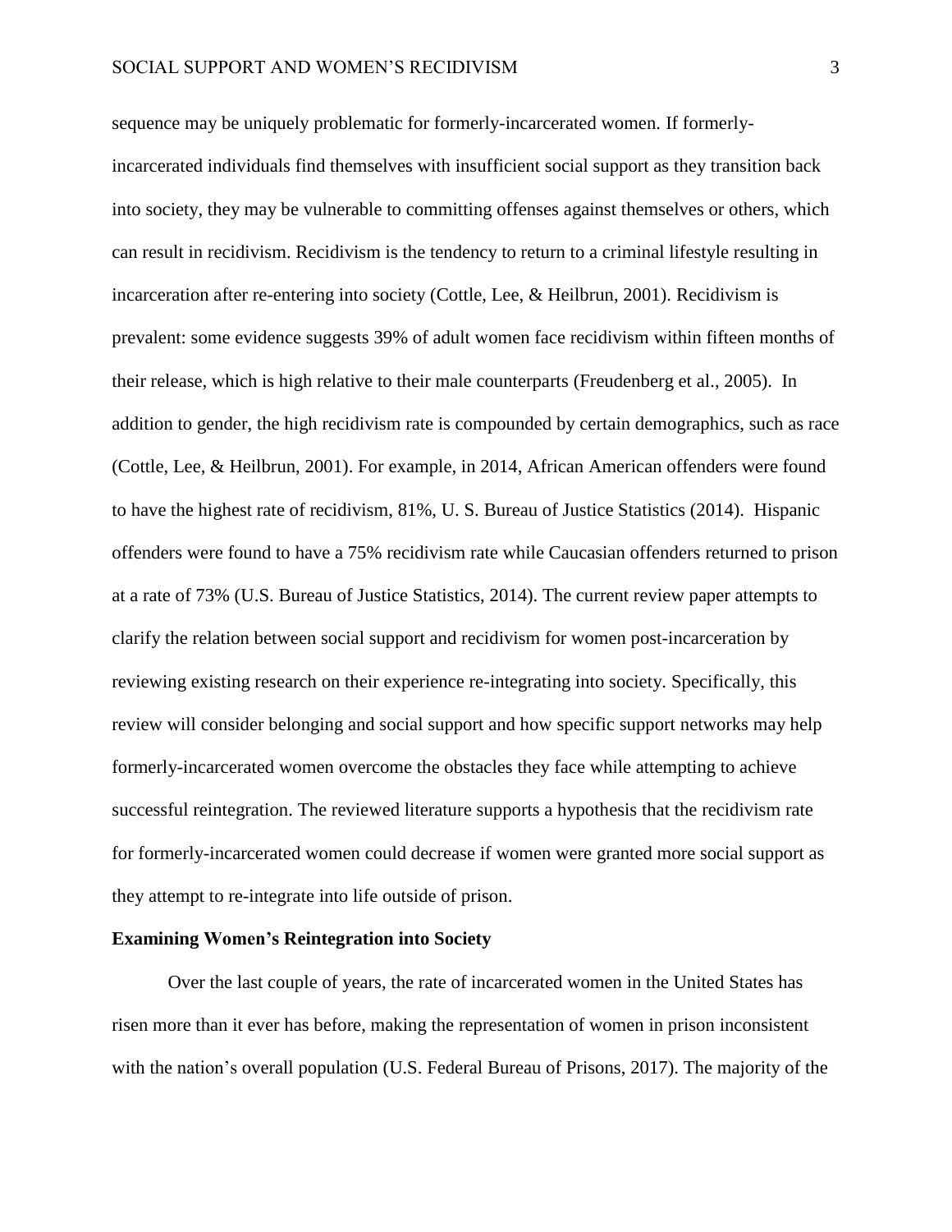sequence may be uniquely problematic for formerly-incarcerated women. If formerly-incarcerated individuals find themselves with insufficient social support as they transition back into society, they may be vulnerable to committing offenses against themselves or others, which can result in recidivism. Recidivism is the tendency to return to a criminal lifestyle resulting in incarceration after re-entering into society (Cottle, Lee, & Heilbrun, 2001). Recidivism is prevalent: some evidence suggests 39% of adult women face recidivism within fifteen months of their release, which is high relative to their male counterparts (Freudenberg et al., 2005). In addition to gender, the high recidivism rate is compounded by certain demographics, such as race (Cottle, Lee, & Heilbrun, 2001). For example, in 2014, African American offenders were found to have the highest rate of recidivism, 81%, U. S. Bureau of Justice Statistics (2014). Hispanic offenders were found to have a 75% recidivism rate while Caucasian offenders returned to prison at a rate of 73% (U.S. Bureau of Justice Statistics, 2014). The current review paper attempts to clarify the relation between social support and recidivism for women post-incarceration by reviewing existing research on their experience re-integrating into society. Specifically, this review will consider belonging and social support and how specific support networks may help formerly-incarcerated women overcome the obstacles they face while attempting to achieve successful reintegration. The reviewed literature supports a hypothesis that the recidivism rate for formerly-incarcerated women could decrease if women were granted more social support as they attempt to re-integrate into life outside of prison.

**Examining Women's Reintegration into Society**

Over the last couple of years, the rate of incarcerated women in the United States has risen more than it ever has before, making the representation of women in prison inconsistent with the nation's overall population (U.S. Federal Bureau of Prisons, 2017). The majority of the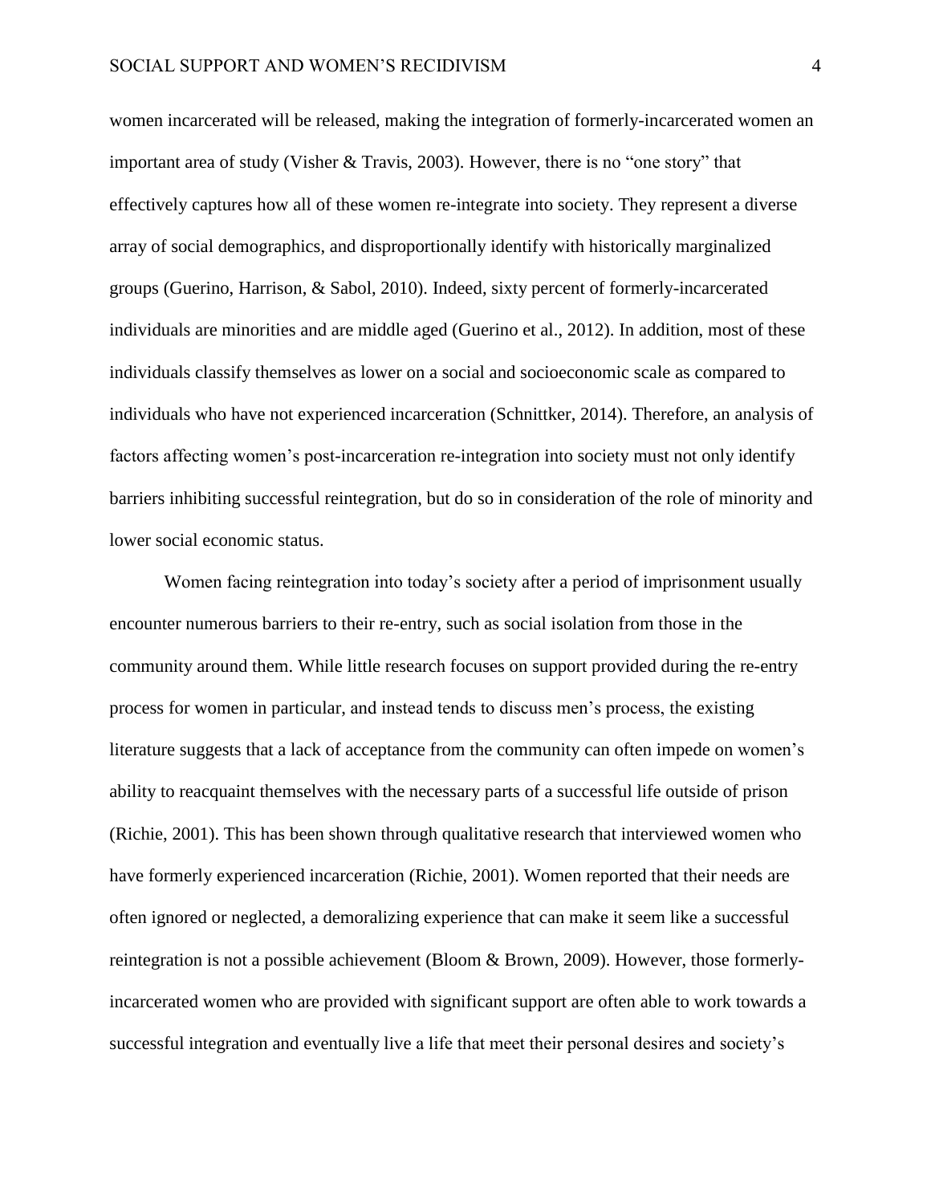women incarcerated will be released, making the integration of formerly-incarcerated women an important area of study (Visher & Travis, 2003). However, there is no "one story" that effectively captures how all of these women re-integrate into society. They represent a diverse array of social demographics, and disproportionally identify with historically marginalized groups (Guerino, Harrison, & Sabol, 2010). Indeed, sixty percent of formerly-incarcerated individuals are minorities and are middle aged (Guerino et al., 2012). In addition, most of these individuals classify themselves as lower on a social and socioeconomic scale as compared to individuals who have not experienced incarceration (Schnittker, 2014). Therefore, an analysis of factors affecting women's post-incarceration re-integration into society must not only identify barriers inhibiting successful reintegration, but do so in consideration of the role of minority and lower social economic status.

Women facing reintegration into today's society after a period of imprisonment usually encounter numerous barriers to their re-entry, such as social isolation from those in the community around them. While little research focuses on support provided during the re-entry process for women in particular, and instead tends to discuss men's process, the existing literature suggests that a lack of acceptance from the community can often impede on women's ability to reacquaint themselves with the necessary parts of a successful life outside of prison (Richie, 2001). This has been shown through qualitative research that interviewed women who have formerly experienced incarceration (Richie, 2001). Women reported that their needs are often ignored or neglected, a demoralizing experience that can make it seem like a successful reintegration is not a possible achievement (Bloom & Brown, 2009). However, those formerly-incarcerated women who are provided with significant support are often able to work towards a successful integration and eventually live a life that meet their personal desires and society's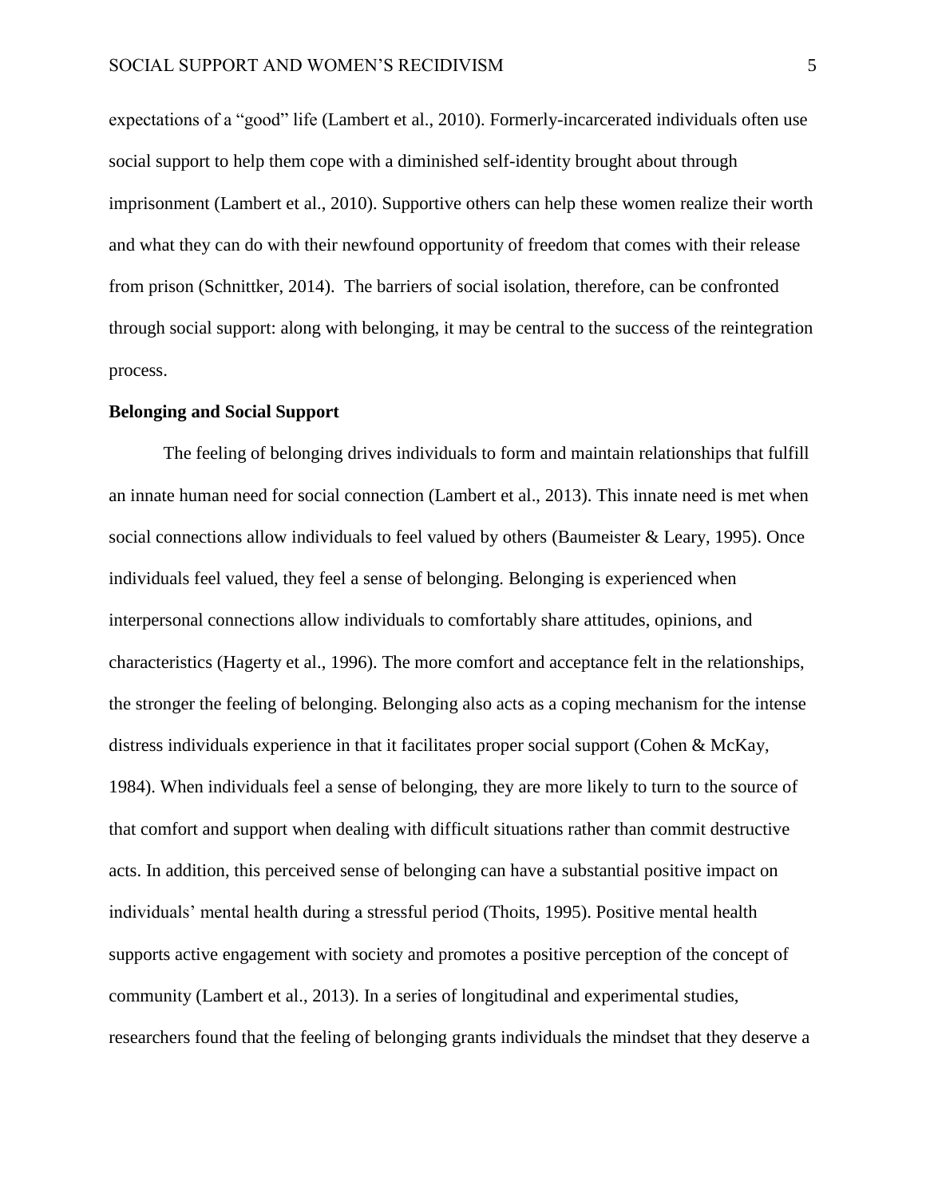expectations of a "good" life (Lambert et al., 2010). Formerly-incarcerated individuals often use social support to help them cope with a diminished self-identity brought about through imprisonment (Lambert et al., 2010). Supportive others can help these women realize their worth and what they can do with their newfound opportunity of freedom that comes with their release from prison (Schnittker, 2014). The barriers of social isolation, therefore, can be confronted through social support: along with belonging, it may be central to the success of the reintegration process.

**Belonging and Social Support**

The feeling of belonging drives individuals to form and maintain relationships that fulfill an innate human need for social connection (Lambert et al., 2013). This innate need is met when social connections allow individuals to feel valued by others (Baumeister & Leary, 1995). Once individuals feel valued, they feel a sense of belonging. Belonging is experienced when interpersonal connections allow individuals to comfortably share attitudes, opinions, and characteristics (Hagerty et al., 1996). The more comfort and acceptance felt in the relationships, the stronger the feeling of belonging. Belonging also acts as a coping mechanism for the intense distress individuals experience in that it facilitates proper social support (Cohen & McKay, 1984). When individuals feel a sense of belonging, they are more likely to turn to the source of that comfort and support when dealing with difficult situations rather than commit destructive acts. In addition, this perceived sense of belonging can have a substantial positive impact on individuals' mental health during a stressful period (Thoits, 1995). Positive mental health supports active engagement with society and promotes a positive perception of the concept of community (Lambert et al., 2013). In a series of longitudinal and experimental studies, researchers found that the feeling of belonging grants individuals the mindset that they deserve a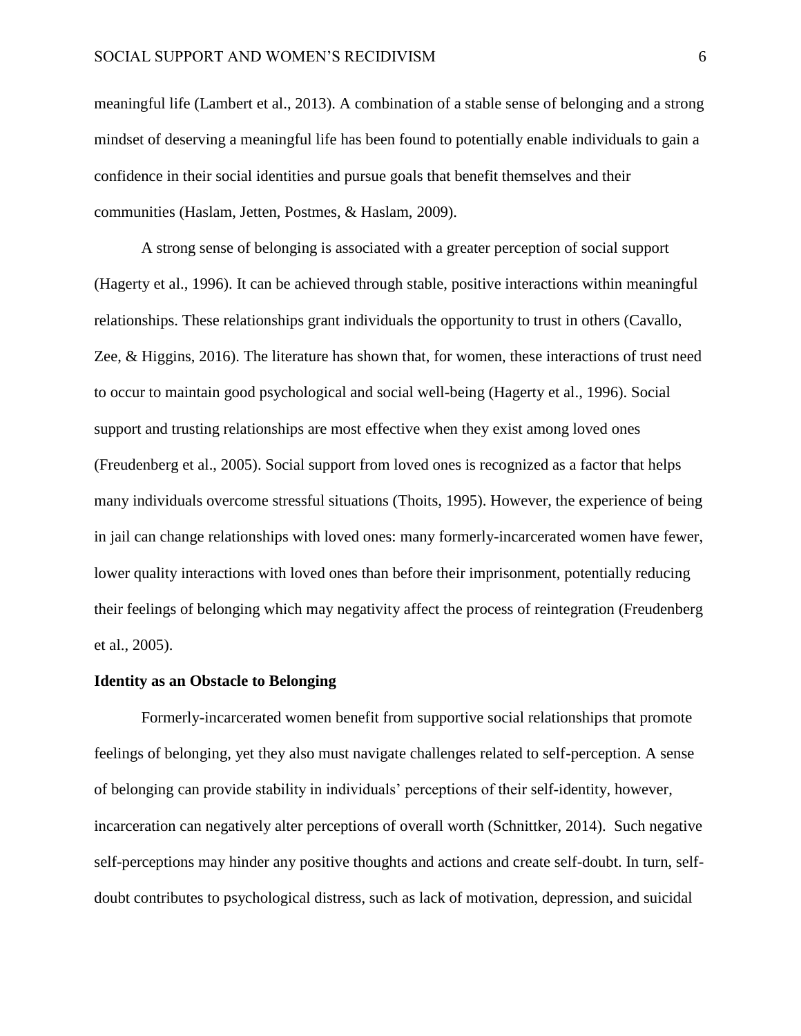meaningful life (Lambert et al., 2013). A combination of a stable sense of belonging and a strong mindset of deserving a meaningful life has been found to potentially enable individuals to gain a confidence in their social identities and pursue goals that benefit themselves and their communities (Haslam, Jetten, Postmes, & Haslam, 2009).

A strong sense of belonging is associated with a greater perception of social support (Hagerty et al., 1996). It can be achieved through stable, positive interactions within meaningful relationships. These relationships grant individuals the opportunity to trust in others (Cavallo, Zee, & Higgins, 2016). The literature has shown that, for women, these interactions of trust need to occur to maintain good psychological and social well-being (Hagerty et al., 1996). Social support and trusting relationships are most effective when they exist among loved ones (Freudenberg et al., 2005). Social support from loved ones is recognized as a factor that helps many individuals overcome stressful situations (Thoits, 1995). However, the experience of being in jail can change relationships with loved ones: many formerly-incarcerated women have fewer, lower quality interactions with loved ones than before their imprisonment, potentially reducing their feelings of belonging which may negativity affect the process of reintegration (Freudenberg et al., 2005).

**Identity as an Obstacle to Belonging**

Formerly-incarcerated women benefit from supportive social relationships that promote feelings of belonging, yet they also must navigate challenges related to self-perception. A sense of belonging can provide stability in individuals' perceptions of their self-identity, however, incarceration can negatively alter perceptions of overall worth (Schnittker, 2014). Such negative self-perceptions may hinder any positive thoughts and actions and create self-doubt. In turn, self-doubt contributes to psychological distress, such as lack of motivation, depression, and suicidal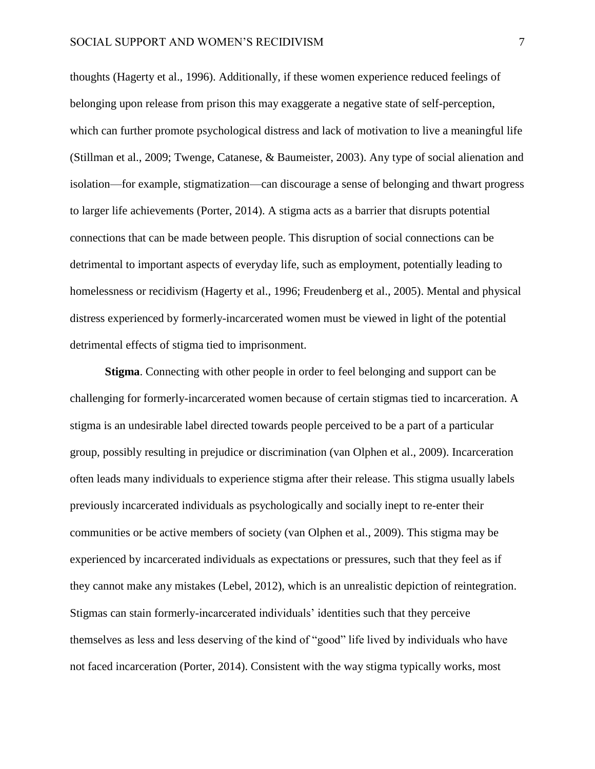thoughts (Hagerty et al., 1996). Additionally, if these women experience reduced feelings of belonging upon release from prison this may exaggerate a negative state of self-perception, which can further promote psychological distress and lack of motivation to live a meaningful life (Stillman et al., 2009; Twenge, Catanese, & Baumeister, 2003). Any type of social alienation and isolation—for example, stigmatization—can discourage a sense of belonging and thwart progress to larger life achievements (Porter, 2014). A stigma acts as a barrier that disrupts potential connections that can be made between people. This disruption of social connections can be detrimental to important aspects of everyday life, such as employment, potentially leading to homelessness or recidivism (Hagerty et al., 1996; Freudenberg et al., 2005). Mental and physical distress experienced by formerly-incarcerated women must be viewed in light of the potential detrimental effects of stigma tied to imprisonment.

**Stigma**. Connecting with other people in order to feel belonging and support can be challenging for formerly-incarcerated women because of certain stigmas tied to incarceration. A stigma is an undesirable label directed towards people perceived to be a part of a particular group, possibly resulting in prejudice or discrimination (van Olphen et al., 2009). Incarceration often leads many individuals to experience stigma after their release. This stigma usually labels previously incarcerated individuals as psychologically and socially inept to re-enter their communities or be active members of society (van Olphen et al., 2009). This stigma may be experienced by incarcerated individuals as expectations or pressures, such that they feel as if they cannot make any mistakes (Lebel, 2012), which is an unrealistic depiction of reintegration. Stigmas can stain formerly-incarcerated individuals' identities such that they perceive themselves as less and less deserving of the kind of "good" life lived by individuals who have not faced incarceration (Porter, 2014). Consistent with the way stigma typically works, most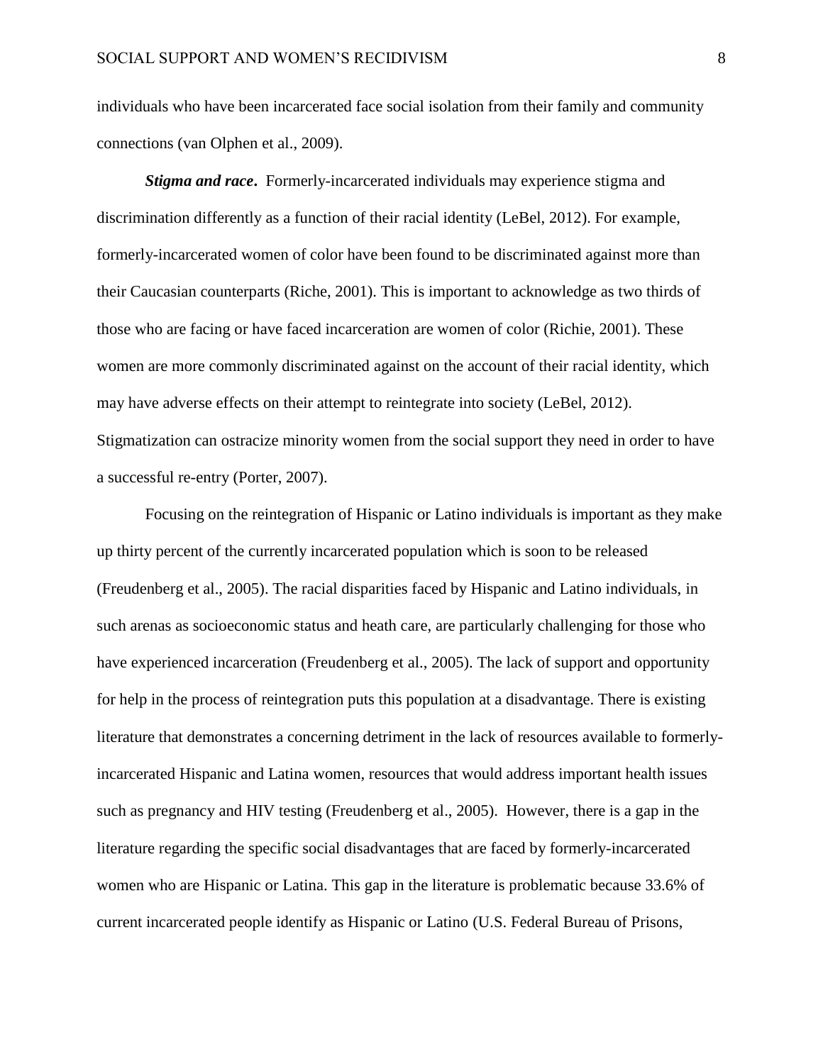individuals who have been incarcerated face social isolation from their family and community connections (van Olphen et al., 2009).

***Stigma and race***. Formerly-incarcerated individuals may experience stigma and discrimination differently as a function of their racial identity (LeBel, 2012). For example, formerly-incarcerated women of color have been found to be discriminated against more than their Caucasian counterparts (Riche, 2001). This is important to acknowledge as two thirds of those who are facing or have faced incarceration are women of color (Richie, 2001). These women are more commonly discriminated against on the account of their racial identity, which may have adverse effects on their attempt to reintegrate into society (LeBel, 2012). Stigmatization can ostracize minority women from the social support they need in order to have a successful re-entry (Porter, 2007).

Focusing on the reintegration of Hispanic or Latino individuals is important as they make up thirty percent of the currently incarcerated population which is soon to be released (Freudenberg et al., 2005). The racial disparities faced by Hispanic and Latino individuals, in such arenas as socioeconomic status and heath care, are particularly challenging for those who have experienced incarceration (Freudenberg et al., 2005). The lack of support and opportunity for help in the process of reintegration puts this population at a disadvantage. There is existing literature that demonstrates a concerning detriment in the lack of resources available to formerly-incarcerated Hispanic and Latina women, resources that would address important health issues such as pregnancy and HIV testing (Freudenberg et al., 2005). However, there is a gap in the literature regarding the specific social disadvantages that are faced by formerly-incarcerated women who are Hispanic or Latina. This gap in the literature is problematic because 33.6% of current incarcerated people identify as Hispanic or Latino (U.S. Federal Bureau of Prisons,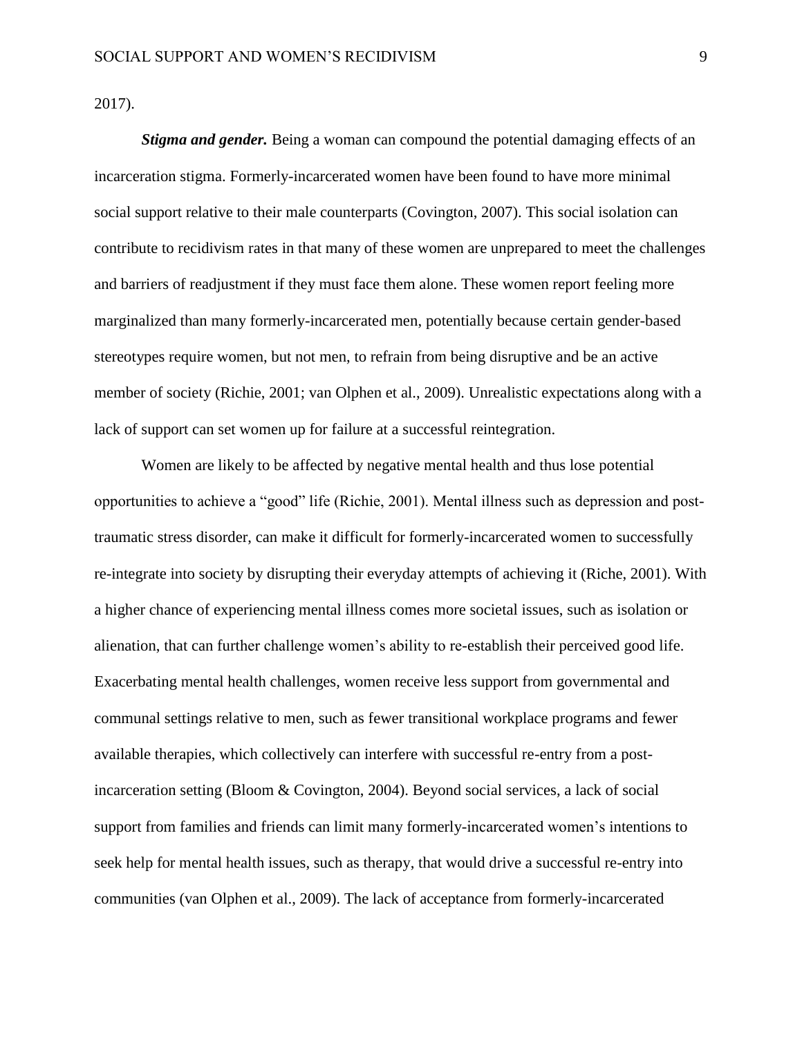2017).

***Stigma and gender.*** Being a woman can compound the potential damaging effects of an incarceration stigma. Formerly-incarcerated women have been found to have more minimal social support relative to their male counterparts (Covington, 2007). This social isolation can contribute to recidivism rates in that many of these women are unprepared to meet the challenges and barriers of readjustment if they must face them alone. These women report feeling more marginalized than many formerly-incarcerated men, potentially because certain gender-based stereotypes require women, but not men, to refrain from being disruptive and be an active member of society (Richie, 2001; van Olphen et al., 2009). Unrealistic expectations along with a lack of support can set women up for failure at a successful reintegration.

Women are likely to be affected by negative mental health and thus lose potential opportunities to achieve a "good" life (Richie, 2001). Mental illness such as depression and post-traumatic stress disorder, can make it difficult for formerly-incarcerated women to successfully re-integrate into society by disrupting their everyday attempts of achieving it (Riche, 2001). With a higher chance of experiencing mental illness comes more societal issues, such as isolation or alienation, that can further challenge women's ability to re-establish their perceived good life. Exacerbating mental health challenges, women receive less support from governmental and communal settings relative to men, such as fewer transitional workplace programs and fewer available therapies, which collectively can interfere with successful re-entry from a post-incarceration setting (Bloom & Covington, 2004). Beyond social services, a lack of social support from families and friends can limit many formerly-incarcerated women's intentions to seek help for mental health issues, such as therapy, that would drive a successful re-entry into communities (van Olphen et al., 2009). The lack of acceptance from formerly-incarcerated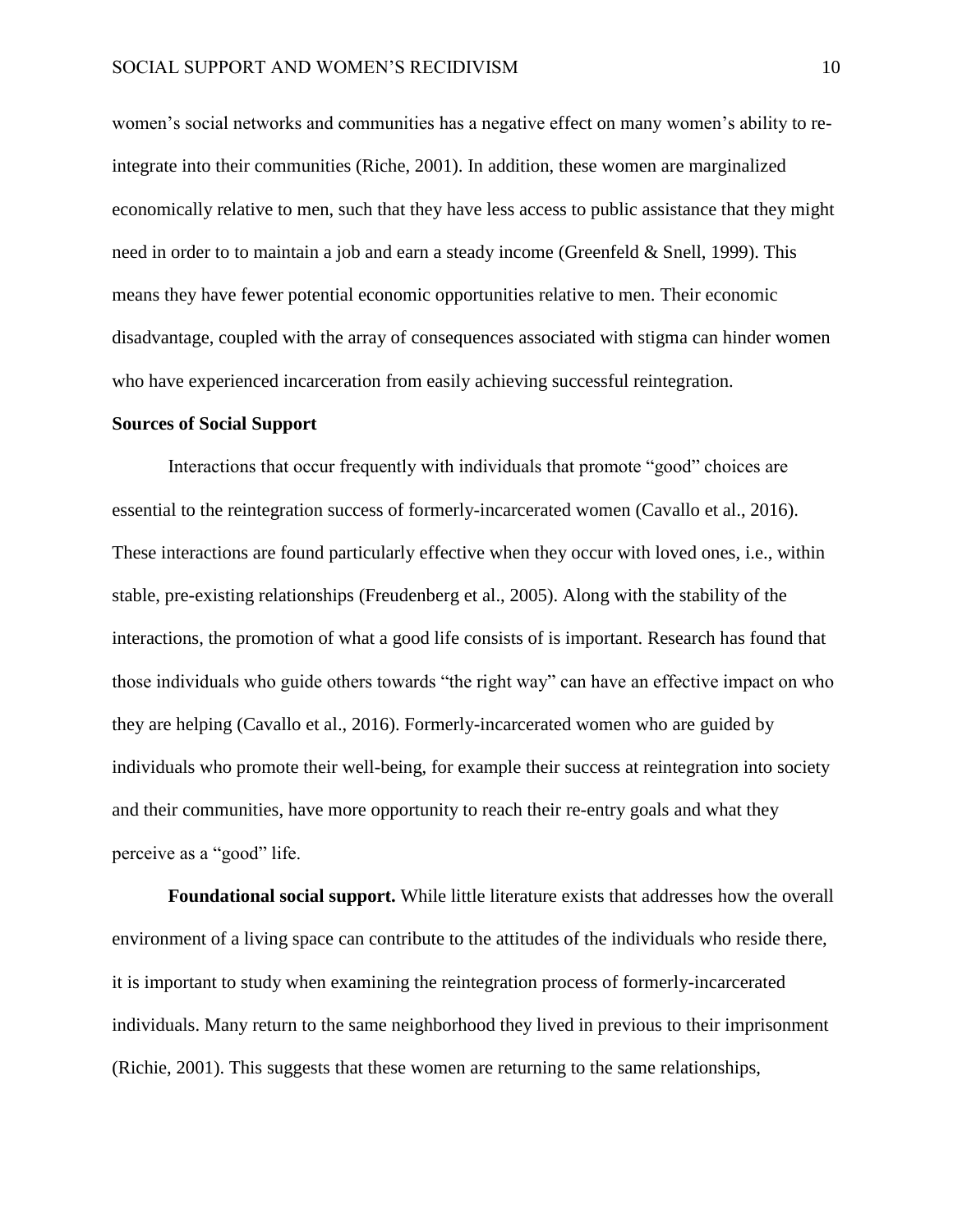women's social networks and communities has a negative effect on many women's ability to re-integrate into their communities (Riche, 2001). In addition, these women are marginalized economically relative to men, such that they have less access to public assistance that they might need in order to to maintain a job and earn a steady income (Greenfeld & Snell, 1999). This means they have fewer potential economic opportunities relative to men. Their economic disadvantage, coupled with the array of consequences associated with stigma can hinder women who have experienced incarceration from easily achieving successful reintegration.

## Sources of Social Support

Interactions that occur frequently with individuals that promote "good" choices are essential to the reintegration success of formerly-incarcerated women (Cavallo et al., 2016). These interactions are found particularly effective when they occur with loved ones, i.e., within stable, pre-existing relationships (Freudenberg et al., 2005). Along with the stability of the interactions, the promotion of what a good life consists of is important. Research has found that those individuals who guide others towards "the right way" can have an effective impact on who they are helping (Cavallo et al., 2016). Formerly-incarcerated women who are guided by individuals who promote their well-being, for example their success at reintegration into society and their communities, have more opportunity to reach their re-entry goals and what they perceive as a "good" life.

**Foundational social support.** While little literature exists that addresses how the overall environment of a living space can contribute to the attitudes of the individuals who reside there, it is important to study when examining the reintegration process of formerly-incarcerated individuals. Many return to the same neighborhood they lived in previous to their imprisonment (Richie, 2001). This suggests that these women are returning to the same relationships,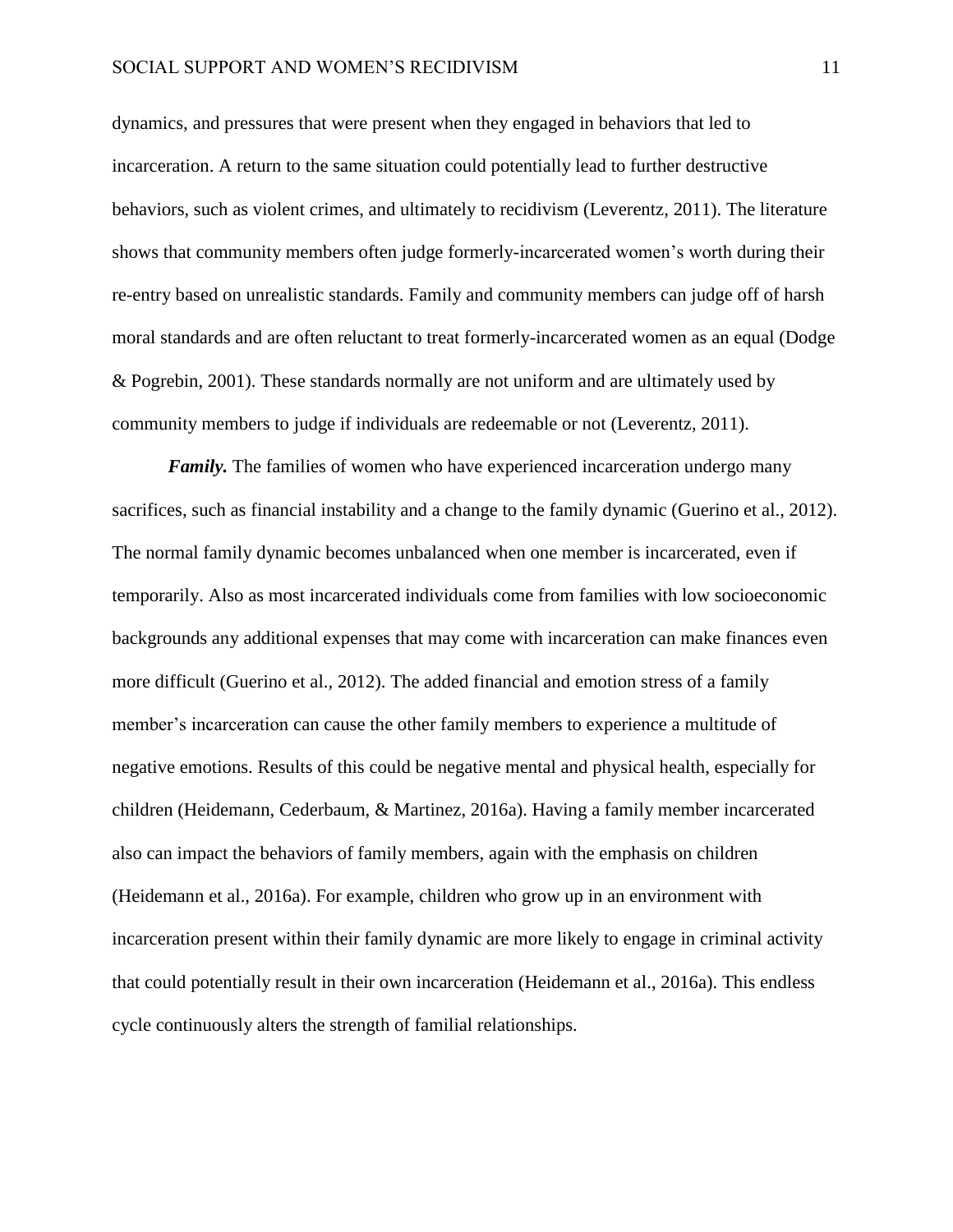dynamics, and pressures that were present when they engaged in behaviors that led to incarceration. A return to the same situation could potentially lead to further destructive behaviors, such as violent crimes, and ultimately to recidivism (Leverentz, 2011). The literature shows that community members often judge formerly-incarcerated women's worth during their re-entry based on unrealistic standards. Family and community members can judge off of harsh moral standards and are often reluctant to treat formerly-incarcerated women as an equal (Dodge & Pogrebin, 2001). These standards normally are not uniform and are ultimately used by community members to judge if individuals are redeemable or not (Leverentz, 2011).

***Family.*** The families of women who have experienced incarceration undergo many sacrifices, such as financial instability and a change to the family dynamic (Guerino et al., 2012). The normal family dynamic becomes unbalanced when one member is incarcerated, even if temporarily. Also as most incarcerated individuals come from families with low socioeconomic backgrounds any additional expenses that may come with incarceration can make finances even more difficult (Guerino et al., 2012). The added financial and emotion stress of a family member's incarceration can cause the other family members to experience a multitude of negative emotions. Results of this could be negative mental and physical health, especially for children (Heidemann, Cederbaum, & Martinez, 2016a). Having a family member incarcerated also can impact the behaviors of family members, again with the emphasis on children (Heidemann et al., 2016a). For example, children who grow up in an environment with incarceration present within their family dynamic are more likely to engage in criminal activity that could potentially result in their own incarceration (Heidemann et al., 2016a). This endless cycle continuously alters the strength of familial relationships.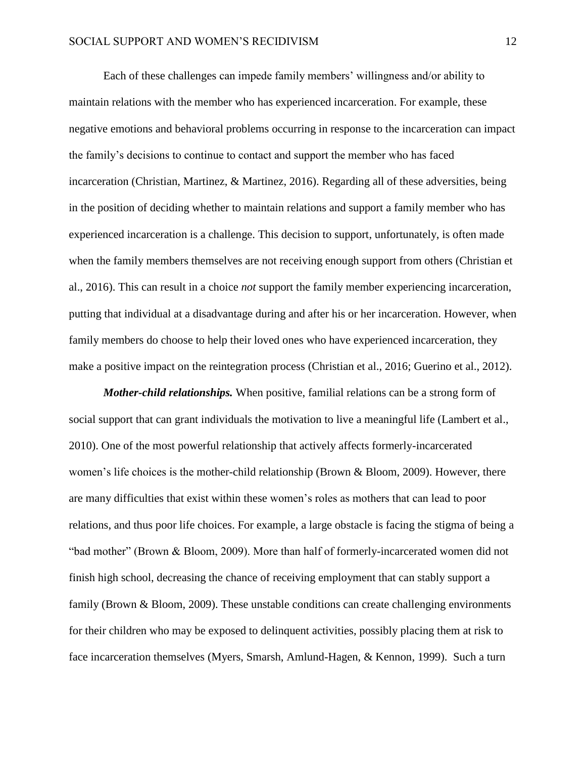Each of these challenges can impede family members' willingness and/or ability to maintain relations with the member who has experienced incarceration. For example, these negative emotions and behavioral problems occurring in response to the incarceration can impact the family's decisions to continue to contact and support the member who has faced incarceration (Christian, Martinez, & Martinez, 2016). Regarding all of these adversities, being in the position of deciding whether to maintain relations and support a family member who has experienced incarceration is a challenge. This decision to support, unfortunately, is often made when the family members themselves are not receiving enough support from others (Christian et al., 2016). This can result in a choice *not* support the family member experiencing incarceration, putting that individual at a disadvantage during and after his or her incarceration. However, when family members do choose to help their loved ones who have experienced incarceration, they make a positive impact on the reintegration process (Christian et al., 2016; Guerino et al., 2012).

***Mother-child relationships.*** When positive, familial relations can be a strong form of social support that can grant individuals the motivation to live a meaningful life (Lambert et al., 2010). One of the most powerful relationship that actively affects formerly-incarcerated women's life choices is the mother-child relationship (Brown & Bloom, 2009). However, there are many difficulties that exist within these women's roles as mothers that can lead to poor relations, and thus poor life choices. For example, a large obstacle is facing the stigma of being a "bad mother" (Brown & Bloom, 2009). More than half of formerly-incarcerated women did not finish high school, decreasing the chance of receiving employment that can stably support a family (Brown & Bloom, 2009). These unstable conditions can create challenging environments for their children who may be exposed to delinquent activities, possibly placing them at risk to face incarceration themselves (Myers, Smarsh, Amlund-Hagen, & Kennon, 1999). Such a turn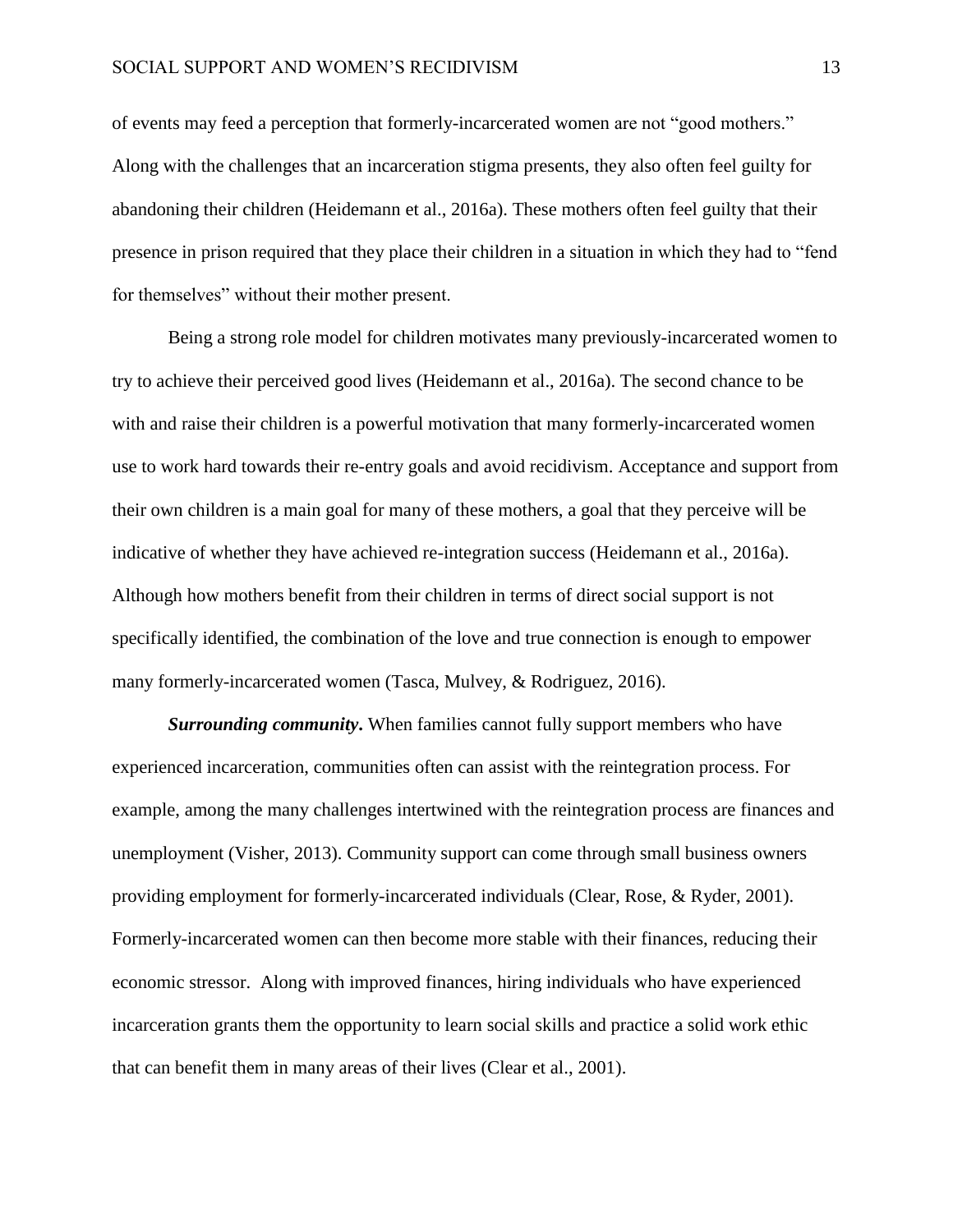of events may feed a perception that formerly-incarcerated women are not "good mothers." Along with the challenges that an incarceration stigma presents, they also often feel guilty for abandoning their children (Heidemann et al., 2016a). These mothers often feel guilty that their presence in prison required that they place their children in a situation in which they had to "fend for themselves" without their mother present.

Being a strong role model for children motivates many previously-incarcerated women to try to achieve their perceived good lives (Heidemann et al., 2016a). The second chance to be with and raise their children is a powerful motivation that many formerly-incarcerated women use to work hard towards their re-entry goals and avoid recidivism. Acceptance and support from their own children is a main goal for many of these mothers, a goal that they perceive will be indicative of whether they have achieved re-integration success (Heidemann et al., 2016a). Although how mothers benefit from their children in terms of direct social support is not specifically identified, the combination of the love and true connection is enough to empower many formerly-incarcerated women (Tasca, Mulvey, & Rodriguez, 2016).

***Surrounding community*.** When families cannot fully support members who have experienced incarceration, communities often can assist with the reintegration process. For example, among the many challenges intertwined with the reintegration process are finances and unemployment (Visher, 2013). Community support can come through small business owners providing employment for formerly-incarcerated individuals (Clear, Rose, & Ryder, 2001). Formerly-incarcerated women can then become more stable with their finances, reducing their economic stressor. Along with improved finances, hiring individuals who have experienced incarceration grants them the opportunity to learn social skills and practice a solid work ethic that can benefit them in many areas of their lives (Clear et al., 2001).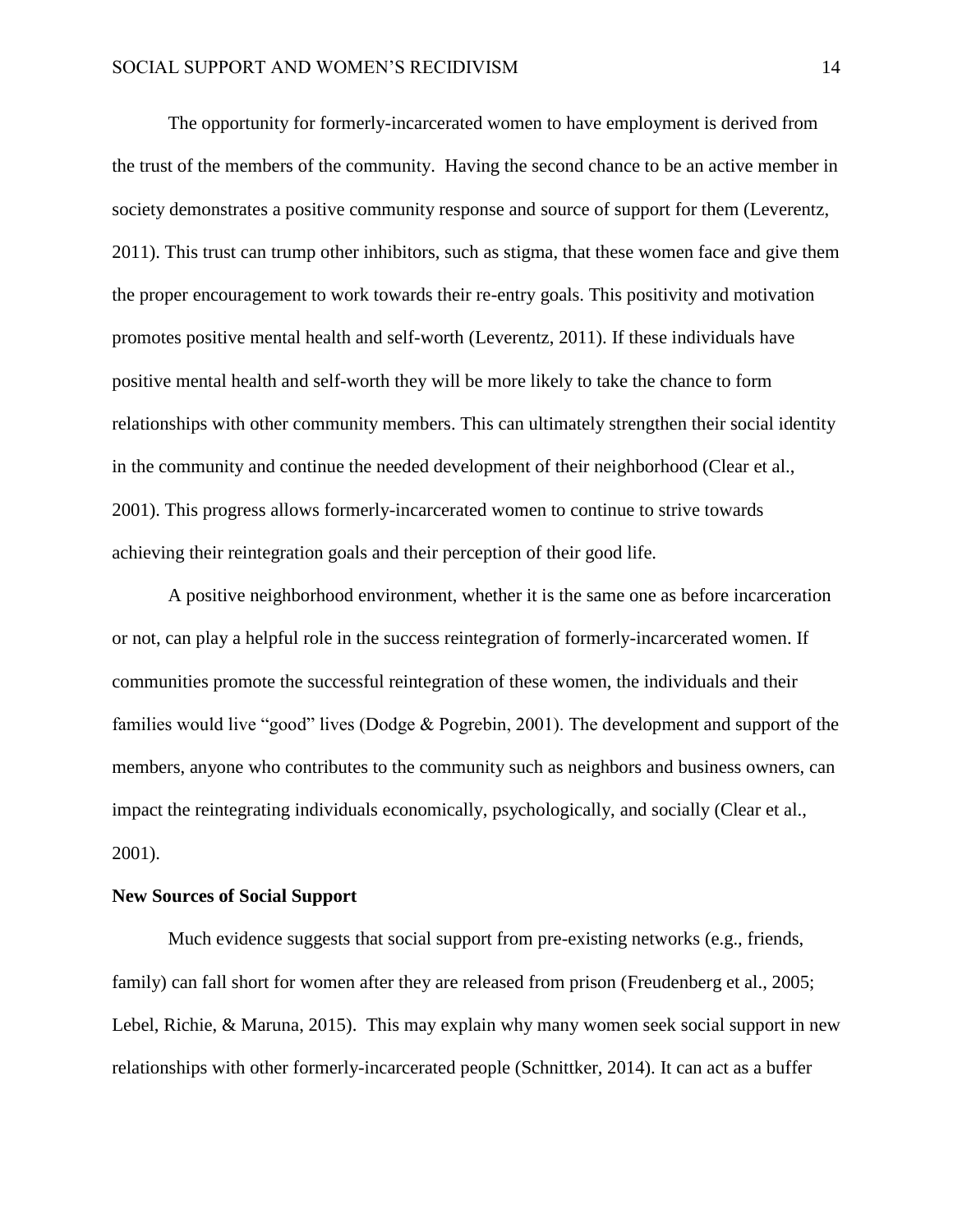The opportunity for formerly-incarcerated women to have employment is derived from the trust of the members of the community. Having the second chance to be an active member in society demonstrates a positive community response and source of support for them (Leverentz, 2011). This trust can trump other inhibitors, such as stigma, that these women face and give them the proper encouragement to work towards their re-entry goals. This positivity and motivation promotes positive mental health and self-worth (Leverentz, 2011). If these individuals have positive mental health and self-worth they will be more likely to take the chance to form relationships with other community members. This can ultimately strengthen their social identity in the community and continue the needed development of their neighborhood (Clear et al., 2001). This progress allows formerly-incarcerated women to continue to strive towards achieving their reintegration goals and their perception of their good life.

A positive neighborhood environment, whether it is the same one as before incarceration or not, can play a helpful role in the success reintegration of formerly-incarcerated women. If communities promote the successful reintegration of these women, the individuals and their families would live "good" lives (Dodge & Pogrebin, 2001). The development and support of the members, anyone who contributes to the community such as neighbors and business owners, can impact the reintegrating individuals economically, psychologically, and socially (Clear et al., 2001).

**New Sources of Social Support**

Much evidence suggests that social support from pre-existing networks (e.g., friends, family) can fall short for women after they are released from prison (Freudenberg et al., 2005; Lebel, Richie, & Maruna, 2015). This may explain why many women seek social support in new relationships with other formerly-incarcerated people (Schnittker, 2014). It can act as a buffer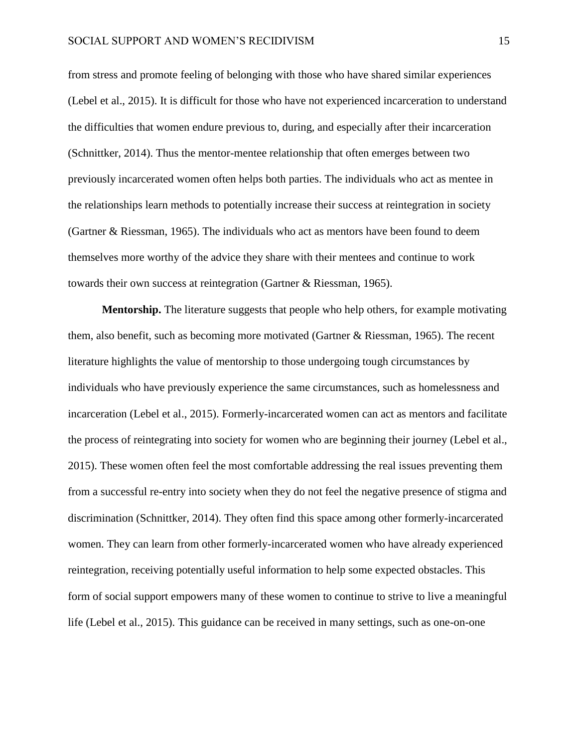from stress and promote feeling of belonging with those who have shared similar experiences (Lebel et al., 2015). It is difficult for those who have not experienced incarceration to understand the difficulties that women endure previous to, during, and especially after their incarceration (Schnittker, 2014). Thus the mentor-mentee relationship that often emerges between two previously incarcerated women often helps both parties. The individuals who act as mentee in the relationships learn methods to potentially increase their success at reintegration in society (Gartner & Riessman, 1965). The individuals who act as mentors have been found to deem themselves more worthy of the advice they share with their mentees and continue to work towards their own success at reintegration (Gartner & Riessman, 1965).

**Mentorship.** The literature suggests that people who help others, for example motivating them, also benefit, such as becoming more motivated (Gartner & Riessman, 1965). The recent literature highlights the value of mentorship to those undergoing tough circumstances by individuals who have previously experience the same circumstances, such as homelessness and incarceration (Lebel et al., 2015). Formerly-incarcerated women can act as mentors and facilitate the process of reintegrating into society for women who are beginning their journey (Lebel et al., 2015). These women often feel the most comfortable addressing the real issues preventing them from a successful re-entry into society when they do not feel the negative presence of stigma and discrimination (Schnittker, 2014). They often find this space among other formerly-incarcerated women. They can learn from other formerly-incarcerated women who have already experienced reintegration, receiving potentially useful information to help some expected obstacles. This form of social support empowers many of these women to continue to strive to live a meaningful life (Lebel et al., 2015). This guidance can be received in many settings, such as one-on-one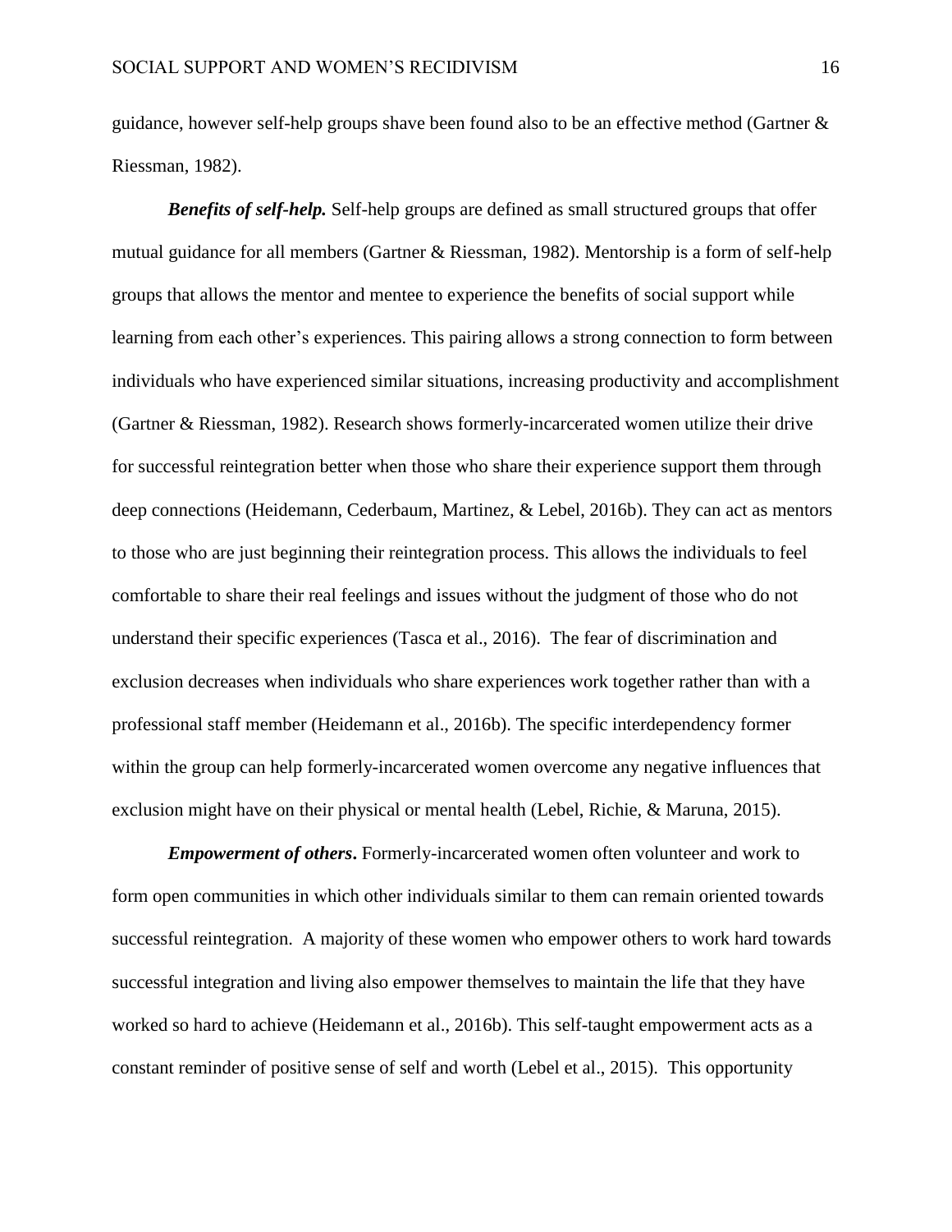guidance, however self-help groups shave been found also to be an effective method (Gartner & Riessman, 1982).

***Benefits of self-help.*** Self-help groups are defined as small structured groups that offer mutual guidance for all members (Gartner & Riessman, 1982). Mentorship is a form of self-help groups that allows the mentor and mentee to experience the benefits of social support while learning from each other's experiences. This pairing allows a strong connection to form between individuals who have experienced similar situations, increasing productivity and accomplishment (Gartner & Riessman, 1982). Research shows formerly-incarcerated women utilize their drive for successful reintegration better when those who share their experience support them through deep connections (Heidemann, Cederbaum, Martinez, & Lebel, 2016b). They can act as mentors to those who are just beginning their reintegration process. This allows the individuals to feel comfortable to share their real feelings and issues without the judgment of those who do not understand their specific experiences (Tasca et al., 2016). The fear of discrimination and exclusion decreases when individuals who share experiences work together rather than with a professional staff member (Heidemann et al., 2016b). The specific interdependency former within the group can help formerly-incarcerated women overcome any negative influences that exclusion might have on their physical or mental health (Lebel, Richie, & Maruna, 2015).

***Empowerment of others*.** Formerly-incarcerated women often volunteer and work to form open communities in which other individuals similar to them can remain oriented towards successful reintegration. A majority of these women who empower others to work hard towards successful integration and living also empower themselves to maintain the life that they have worked so hard to achieve (Heidemann et al., 2016b). This self-taught empowerment acts as a constant reminder of positive sense of self and worth (Lebel et al., 2015). This opportunity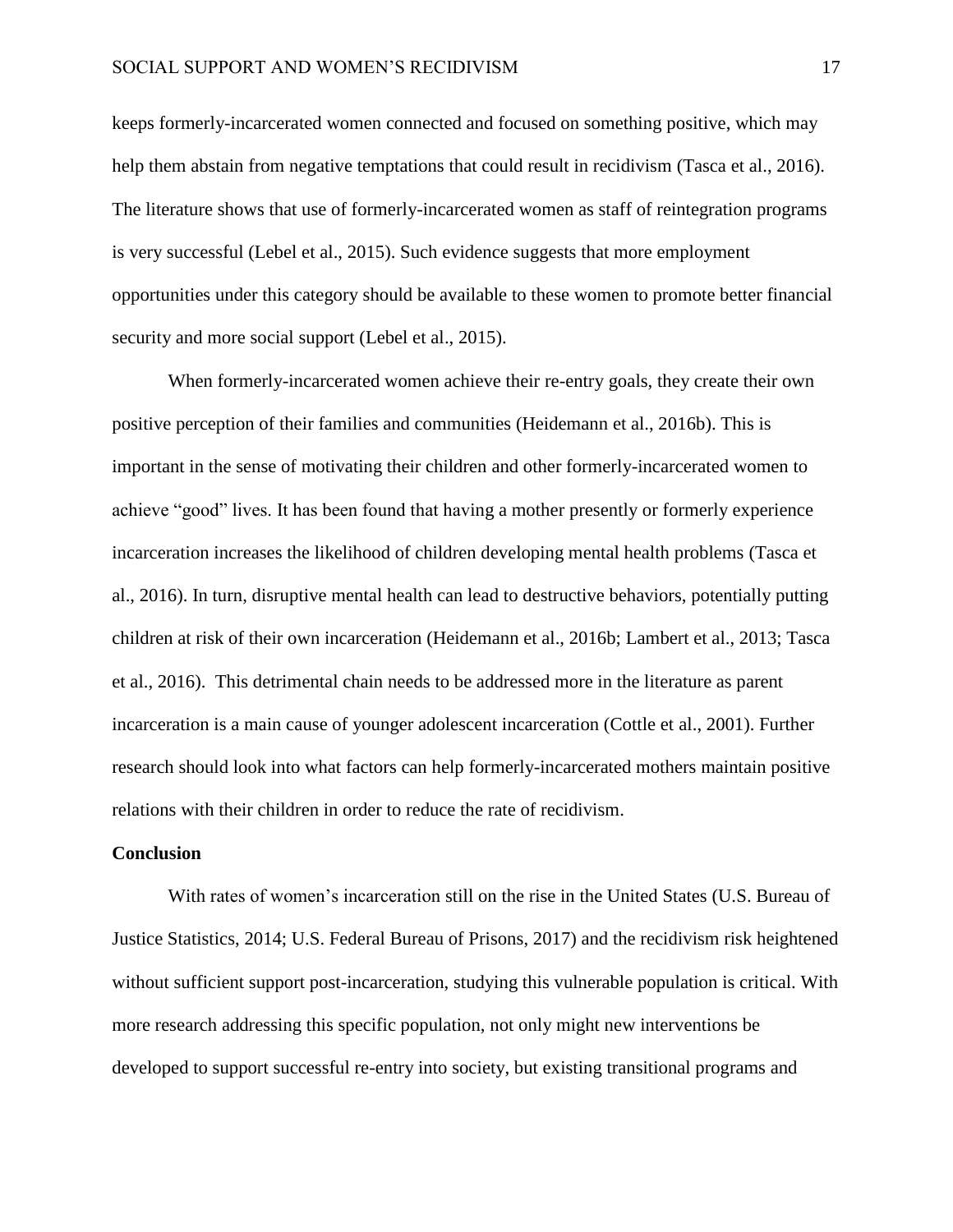keeps formerly-incarcerated women connected and focused on something positive, which may help them abstain from negative temptations that could result in recidivism (Tasca et al., 2016). The literature shows that use of formerly-incarcerated women as staff of reintegration programs is very successful (Lebel et al., 2015). Such evidence suggests that more employment opportunities under this category should be available to these women to promote better financial security and more social support (Lebel et al., 2015).

When formerly-incarcerated women achieve their re-entry goals, they create their own positive perception of their families and communities (Heidemann et al., 2016b). This is important in the sense of motivating their children and other formerly-incarcerated women to achieve "good" lives. It has been found that having a mother presently or formerly experience incarceration increases the likelihood of children developing mental health problems (Tasca et al., 2016). In turn, disruptive mental health can lead to destructive behaviors, potentially putting children at risk of their own incarceration (Heidemann et al., 2016b; Lambert et al., 2013; Tasca et al., 2016). This detrimental chain needs to be addressed more in the literature as parent incarceration is a main cause of younger adolescent incarceration (Cottle et al., 2001). Further research should look into what factors can help formerly-incarcerated mothers maintain positive relations with their children in order to reduce the rate of recidivism.

**Conclusion**

With rates of women's incarceration still on the rise in the United States (U.S. Bureau of Justice Statistics, 2014; U.S. Federal Bureau of Prisons, 2017) and the recidivism risk heightened without sufficient support post-incarceration, studying this vulnerable population is critical. With more research addressing this specific population, not only might new interventions be developed to support successful re-entry into society, but existing transitional programs and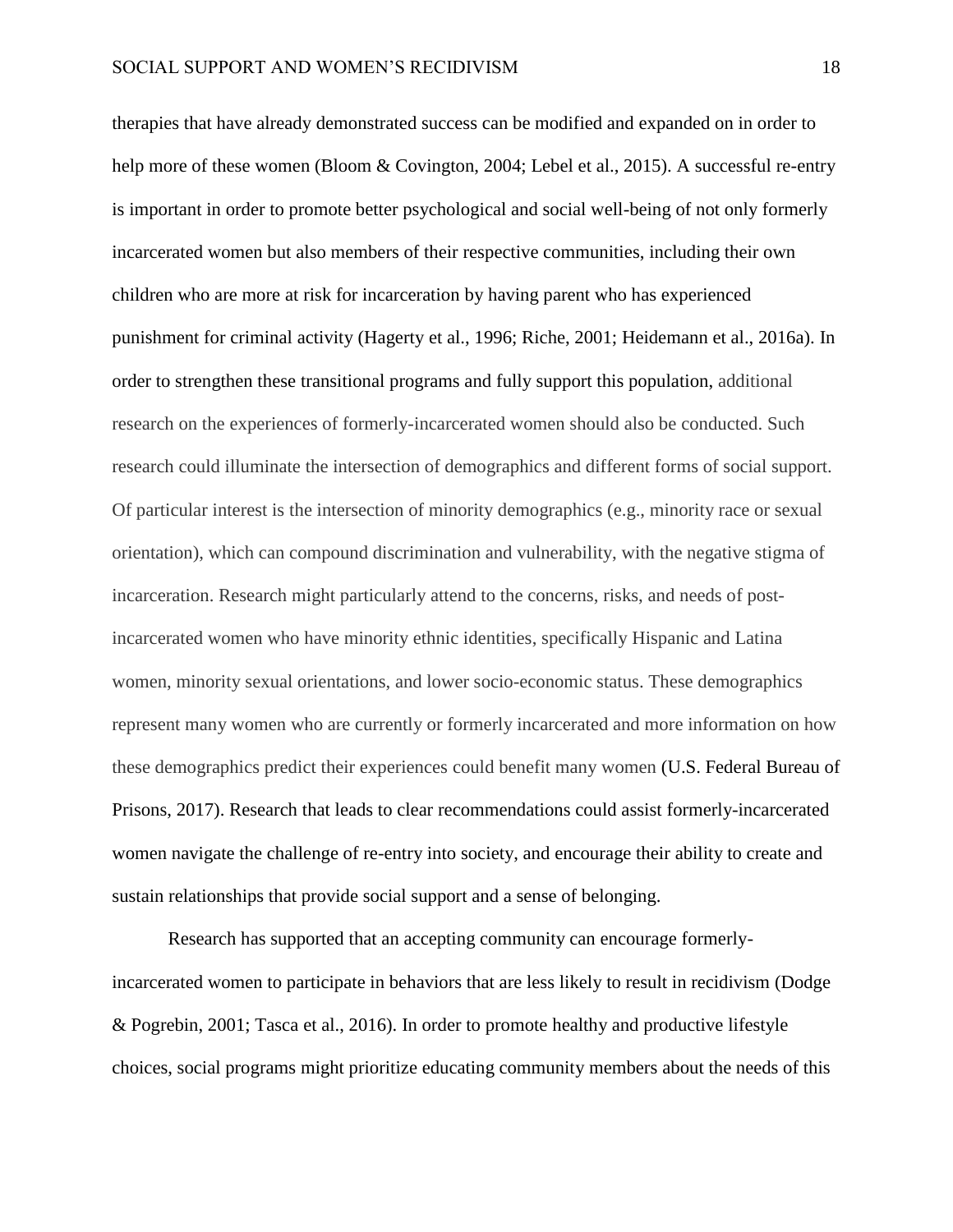therapies that have already demonstrated success can be modified and expanded on in order to help more of these women (Bloom & Covington, 2004; Lebel et al., 2015). A successful re-entry is important in order to promote better psychological and social well-being of not only formerly incarcerated women but also members of their respective communities, including their own children who are more at risk for incarceration by having parent who has experienced punishment for criminal activity (Hagerty et al., 1996; Riche, 2001; Heidemann et al., 2016a). In order to strengthen these transitional programs and fully support this population, additional research on the experiences of formerly-incarcerated women should also be conducted. Such research could illuminate the intersection of demographics and different forms of social support. Of particular interest is the intersection of minority demographics (e.g., minority race or sexual orientation), which can compound discrimination and vulnerability, with the negative stigma of incarceration. Research might particularly attend to the concerns, risks, and needs of post-incarcerated women who have minority ethnic identities, specifically Hispanic and Latina women, minority sexual orientations, and lower socio-economic status. These demographics represent many women who are currently or formerly incarcerated and more information on how these demographics predict their experiences could benefit many women (U.S. Federal Bureau of Prisons, 2017). Research that leads to clear recommendations could assist formerly-incarcerated women navigate the challenge of re-entry into society, and encourage their ability to create and sustain relationships that provide social support and a sense of belonging.

Research has supported that an accepting community can encourage formerly-incarcerated women to participate in behaviors that are less likely to result in recidivism (Dodge & Pogrebin, 2001; Tasca et al., 2016). In order to promote healthy and productive lifestyle choices, social programs might prioritize educating community members about the needs of this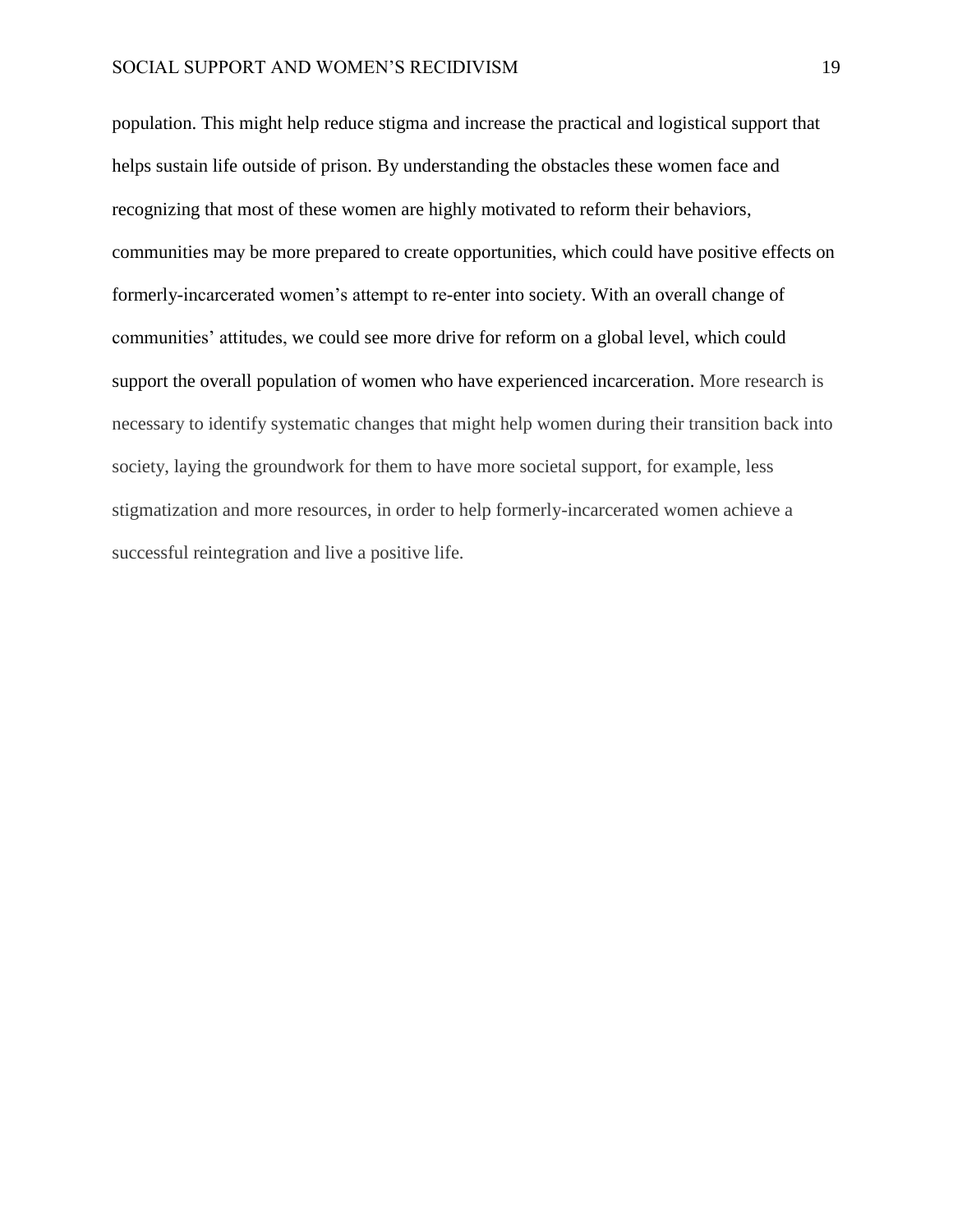population. This might help reduce stigma and increase the practical and logistical support that helps sustain life outside of prison. By understanding the obstacles these women face and recognizing that most of these women are highly motivated to reform their behaviors, communities may be more prepared to create opportunities, which could have positive effects on formerly-incarcerated women's attempt to re-enter into society. With an overall change of communities' attitudes, we could see more drive for reform on a global level, which could support the overall population of women who have experienced incarceration. More research is necessary to identify systematic changes that might help women during their transition back into society, laying the groundwork for them to have more societal support, for example, less stigmatization and more resources, in order to help formerly-incarcerated women achieve a successful reintegration and live a positive life.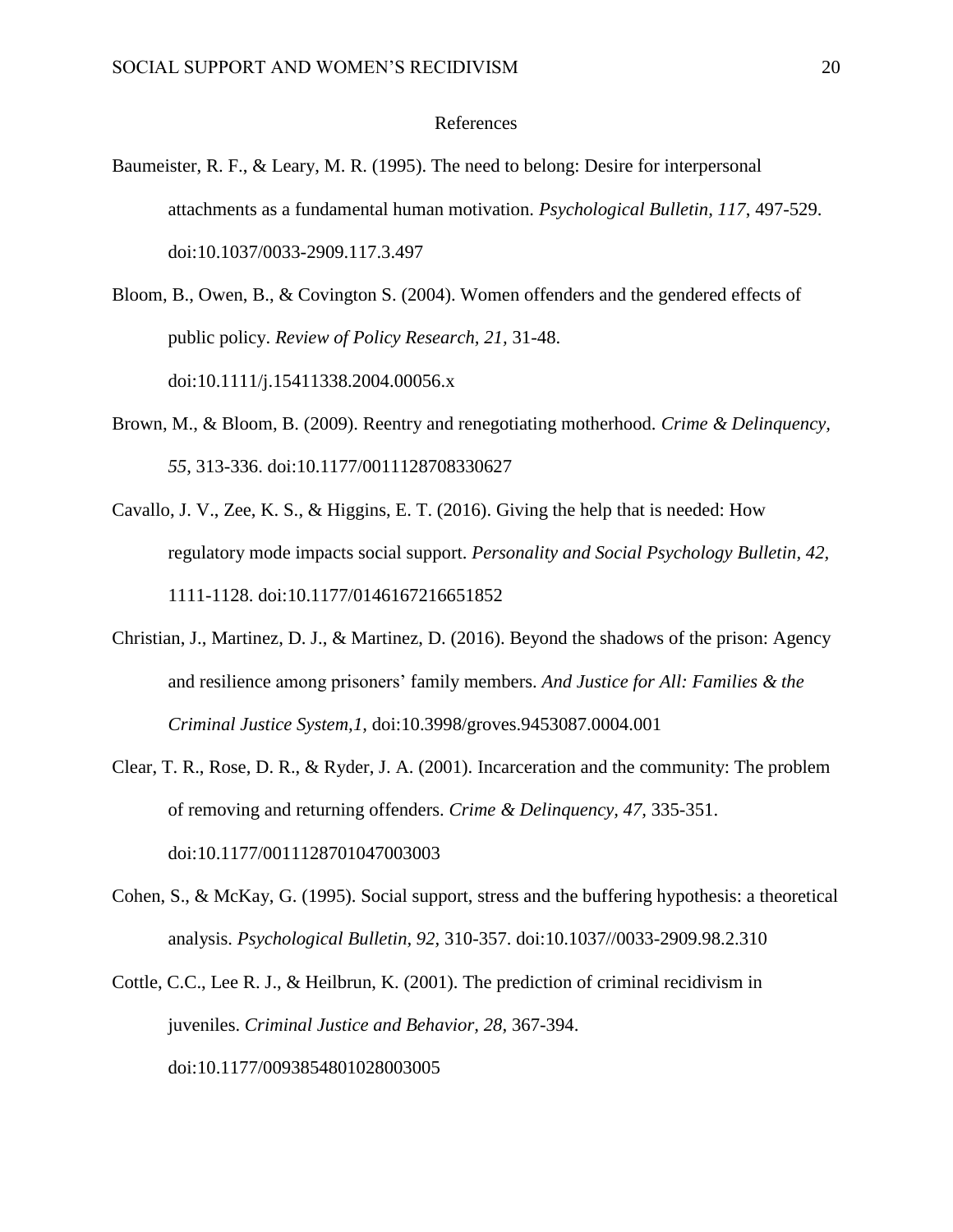# References

Baumeister, R. F., & Leary, M. R. (1995). The need to belong: Desire for interpersonal attachments as a fundamental human motivation. *Psychological Bulletin, 117*, 497-529. doi:10.1037/0033-2909.117.3.497

Bloom, B., Owen, B., & Covington S. (2004). Women offenders and the gendered effects of public policy. *Review of Policy Research, 21*, 31-48. doi:10.1111/j.15411338.2004.00056.x

Brown, M., & Bloom, B. (2009). Reentry and renegotiating motherhood. *Crime & Delinquency, 55*, 313-336. doi:10.1177/0011128708330627

Cavallo, J. V., Zee, K. S., & Higgins, E. T. (2016). Giving the help that is needed: How regulatory mode impacts social support. *Personality and Social Psychology Bulletin, 42*, 1111-1128. doi:10.1177/0146167216651852

Christian, J., Martinez, D. J., & Martinez, D. (2016). Beyond the shadows of the prison: Agency and resilience among prisoners' family members. *And Justice for All: Families & the Criminal Justice System,1*, doi:10.3998/groves.9453087.0004.001

Clear, T. R., Rose, D. R., & Ryder, J. A. (2001). Incarceration and the community: The problem of removing and returning offenders. *Crime & Delinquency, 47*, 335-351. doi:10.1177/0011128701047003003

Cohen, S., & McKay, G. (1995). Social support, stress and the buffering hypothesis: a theoretical analysis. *Psychological Bulletin*, *92*, 310-357. doi:10.1037//0033-2909.98.2.310

Cottle, C.C., Lee R. J., & Heilbrun, K. (2001). The prediction of criminal recidivism in juveniles. *Criminal Justice and Behavior, 28*, 367-394. doi:10.1177/0093854801028003005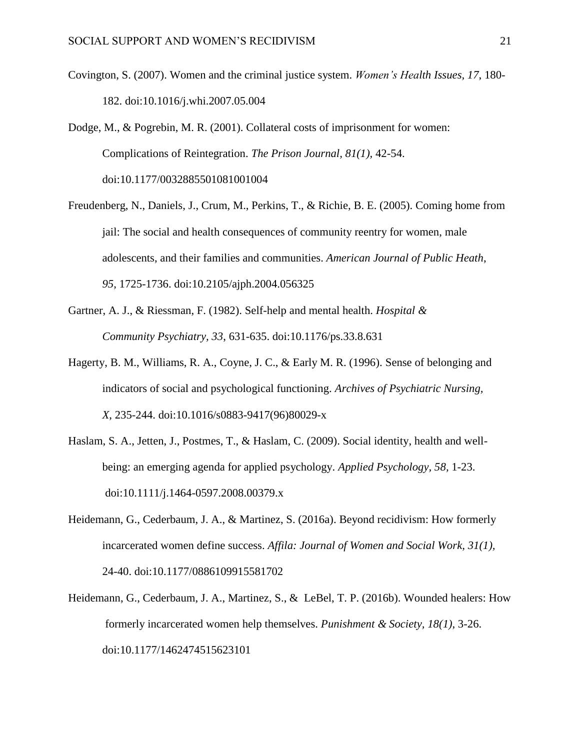Covington, S. (2007). Women and the criminal justice system. *Women's Health Issues*, *17*, 180-182. doi:10.1016/j.whi.2007.05.004

Dodge, M., & Pogrebin, M. R. (2001). Collateral costs of imprisonment for women: Complications of Reintegration. *The Prison Journal, 81(1),* 42-54. doi:10.1177/0032885501081001004

Freudenberg, N., Daniels, J., Crum, M., Perkins, T., & Richie, B. E. (2005). Coming home from jail: The social and health consequences of community reentry for women, male adolescents, and their families and communities. *American Journal of Public Heath*, *95*, 1725-1736. doi:10.2105/ajph.2004.056325

Gartner, A. J., & Riessman, F. (1982). Self-help and mental health. *Hospital & Community Psychiatry, 33*, 631-635. doi:10.1176/ps.33.8.631

Hagerty, B. M., Williams, R. A., Coyne, J. C., & Early M. R. (1996). Sense of belonging and indicators of social and psychological functioning. *Archives of Psychiatric Nursing, X*, 235-244. doi:10.1016/s0883-9417(96)80029-x

Haslam, S. A., Jetten, J., Postmes, T., & Haslam, C. (2009). Social identity, health and well-being: an emerging agenda for applied psychology. *Applied Psychology, 58,* 1-23. doi:10.1111/j.1464-0597.2008.00379.x

Heidemann, G., Cederbaum, J. A., & Martinez, S. (2016a). Beyond recidivism: How formerly incarcerated women define success. *Affila: Journal of Women and Social Work, 31(1),* 24-40. doi:10.1177/0886109915581702

Heidemann, G., Cederbaum, J. A., Martinez, S., & LeBel, T. P. (2016b). Wounded healers: How formerly incarcerated women help themselves. *Punishment & Society, 18(1)*, 3-26. doi:10.1177/1462474515623101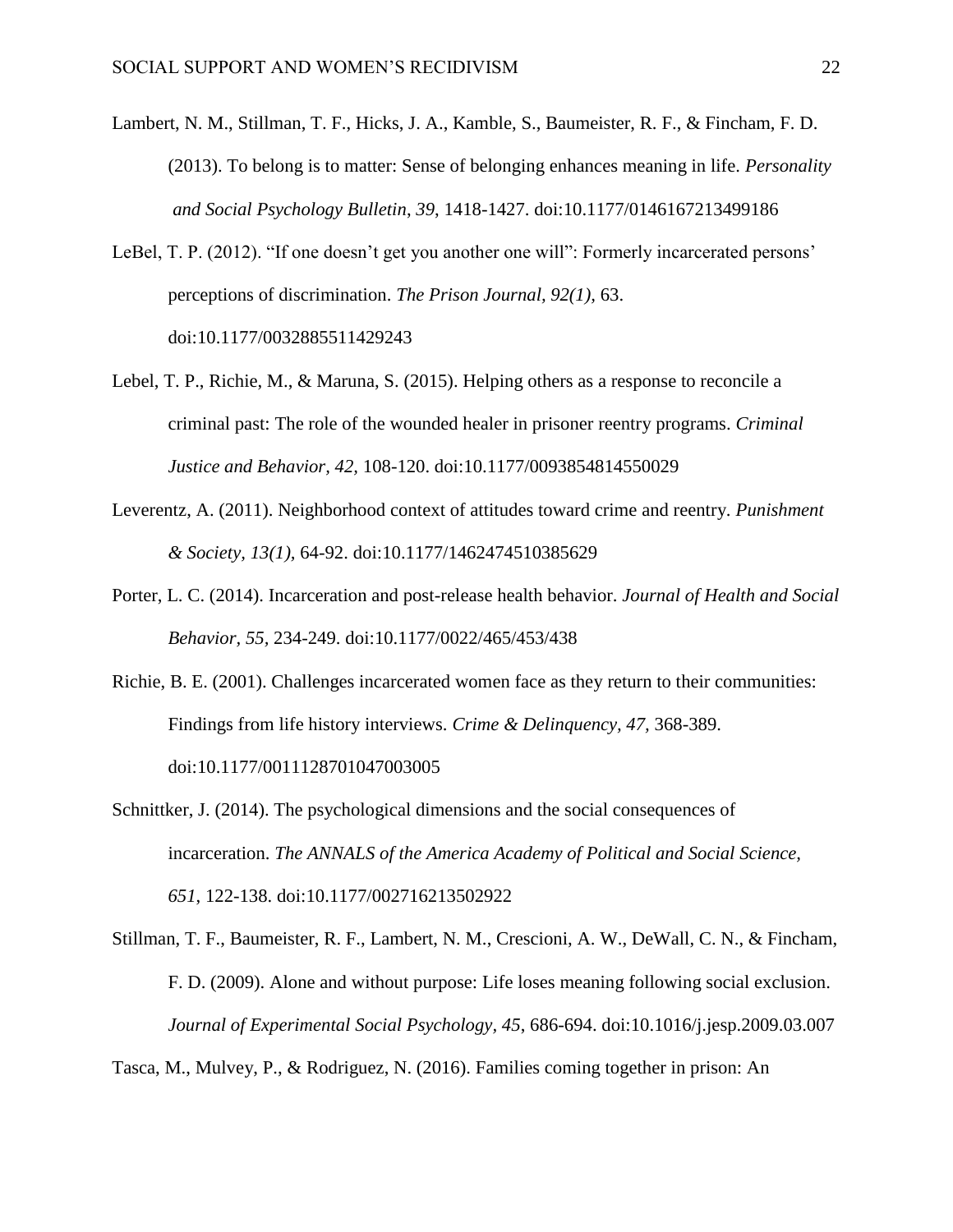Lambert, N. M., Stillman, T. F., Hicks, J. A., Kamble, S., Baumeister, R. F., & Fincham, F. D. (2013). To belong is to matter: Sense of belonging enhances meaning in life. *Personality and Social Psychology Bulletin*, *39*, 1418-1427. doi:10.1177/0146167213499186

LeBel, T. P. (2012). "If one doesn't get you another one will": Formerly incarcerated persons' perceptions of discrimination. *The Prison Journal, 92(1),* 63. doi:10.1177/0032885511429243

Lebel, T. P., Richie, M., & Maruna, S. (2015). Helping others as a response to reconcile a criminal past: The role of the wounded healer in prisoner reentry programs. *Criminal Justice and Behavior, 42,* 108-120. doi:10.1177/0093854814550029

Leverentz, A. (2011). Neighborhood context of attitudes toward crime and reentry. *Punishment & Society, 13(1),* 64-92. doi:10.1177/1462474510385629

Porter, L. C. (2014). Incarceration and post-release health behavior. *Journal of Health and Social Behavior, 55,* 234-249. doi:10.1177/0022/465/453/438

Richie, B. E. (2001). Challenges incarcerated women face as they return to their communities: Findings from life history interviews. *Crime & Delinquency, 47,* 368-389. doi:10.1177/0011128701047003005

Schnittker, J. (2014). The psychological dimensions and the social consequences of incarceration. *The ANNALS of the America Academy of Political and Social Science, 651*, 122-138. doi:10.1177/002716213502922

Stillman, T. F., Baumeister, R. F., Lambert, N. M., Crescioni, A. W., DeWall, C. N., & Fincham, F. D. (2009). Alone and without purpose: Life loses meaning following social exclusion. *Journal of Experimental Social Psychology, 45*, 686-694. doi:10.1016/j.jesp.2009.03.007

Tasca, M., Mulvey, P., & Rodriguez, N. (2016). Families coming together in prison: An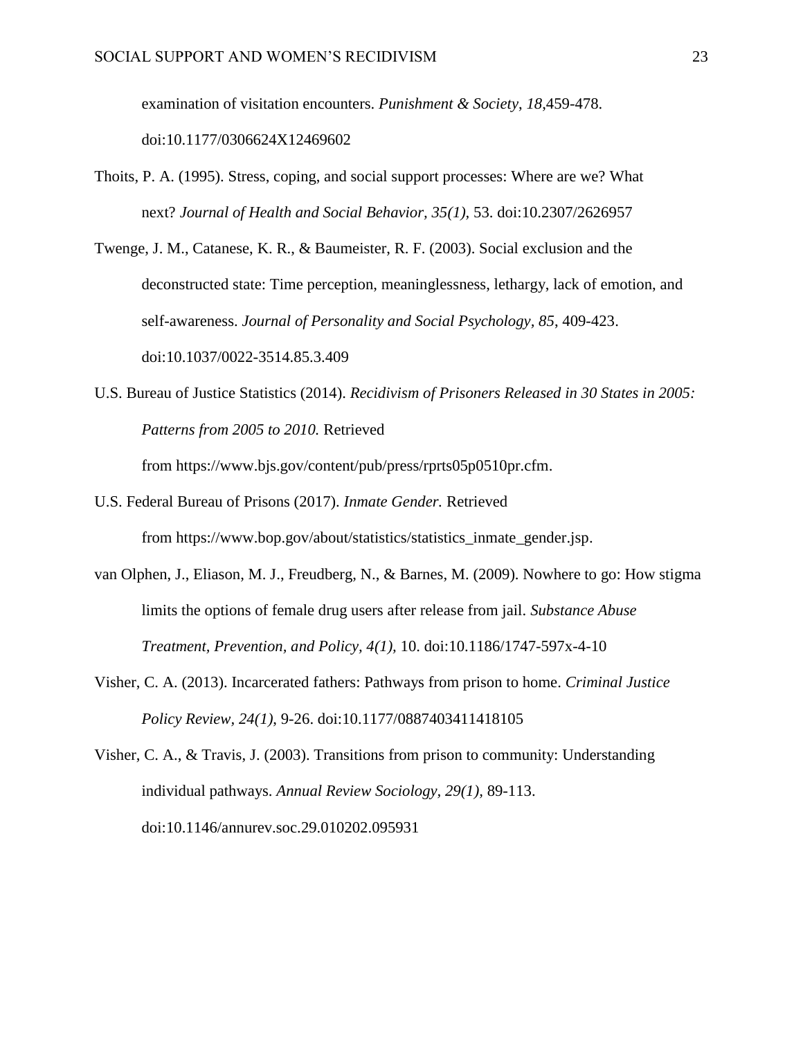examination of visitation encounters. *Punishment & Society*, *18*,459-478. doi:10.1177/0306624X12469602

Thoits, P. A. (1995). Stress, coping, and social support processes: Where are we? What next? *Journal of Health and Social Behavior, 35(1),* 53. doi:10.2307/2626957

Twenge, J. M., Catanese, K. R., & Baumeister, R. F. (2003). Social exclusion and the deconstructed state: Time perception, meaninglessness, lethargy, lack of emotion, and self-awareness. *Journal of Personality and Social Psychology, 85*, 409-423. doi:10.1037/0022-3514.85.3.409

U.S. Bureau of Justice Statistics (2014). *Recidivism of Prisoners Released in 30 States in 2005: Patterns from 2005 to 2010.* Retrieved from https://www.bjs.gov/content/pub/press/rprts05p0510pr.cfm.

U.S. Federal Bureau of Prisons (2017). *Inmate Gender.* Retrieved from https://www.bop.gov/about/statistics/statistics_inmate_gender.jsp.

van Olphen, J., Eliason, M. J., Freudberg, N., & Barnes, M. (2009). Nowhere to go: How stigma limits the options of female drug users after release from jail. *Substance Abuse Treatment, Prevention, and Policy, 4(1),* 10. doi:10.1186/1747-597x-4-10

Visher, C. A. (2013). Incarcerated fathers: Pathways from prison to home. *Criminal Justice Policy Review, 24(1)*, 9-26. doi:10.1177/0887403411418105

Visher, C. A., & Travis, J. (2003). Transitions from prison to community: Understanding individual pathways. *Annual Review Sociology, 29(1),* 89-113. doi:10.1146/annurev.soc.29.010202.095931